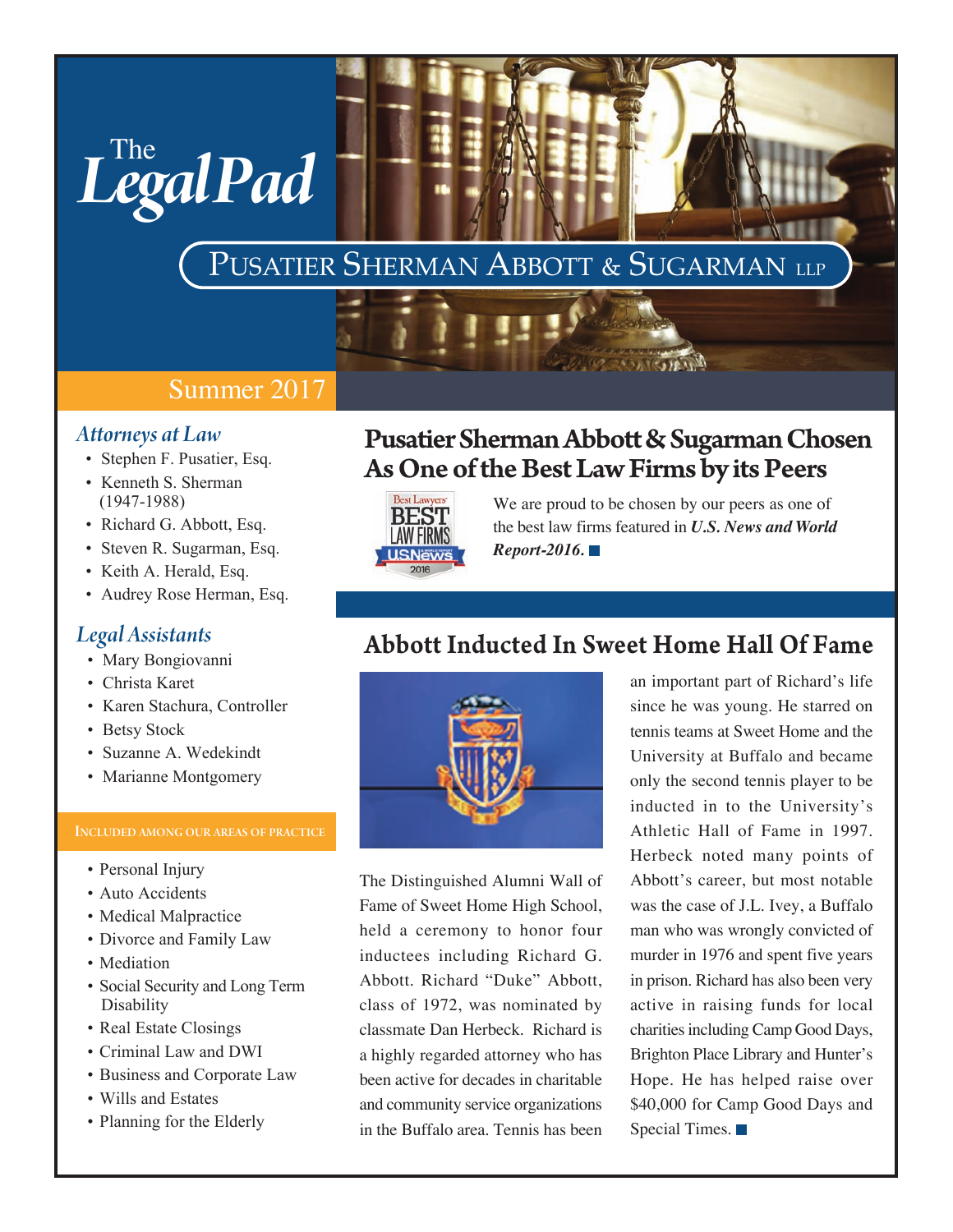# The LegalPad

## Pusatier Sherman Abbott & Sugarman LLP

Summer 2017

### *Attorneys at Law*

- Stephen F. Pusatier, Esq.
- Kenneth S. Sherman (1947-1988)
- Richard G. Abbott, Esq.
- Steven R. Sugarman, Esq.
- Keith A. Herald, Esq.
- Audrey Rose Herman, Esq.

### *Legal Assistants*

- Mary Bongiovanni
- Christa Karet
- Karen Stachura, Controller
- Betsy Stock
- Suzanne A. Wedekindt
- Marianne Montgomery

### Included among our areas of practice

- Personal Injury
- Auto Accidents
- Medical Malpractice
- Divorce and Family Law
- Mediation
- Social Security and Long Term Disability
- Real Estate Closings
- Criminal Law and DWI
- Business and Corporate Law
- Wills and Estates
- Planning for the Elderly

## Pusatier Sherman Abbott & Sugarman Chosen As One of the Best Law Firms by its Peers

We are proud to be chosen by our peers as one of the best law firms featured in ***U.S. News and World Report-2016.***

## Abbott Inducted In Sweet Home Hall Of Fame

The Distinguished Alumni Wall of Fame of Sweet Home High School, held a ceremony to honor four inductees including Richard G. Abbott. Richard "Duke" Abbott, class of 1972, was nominated by classmate Dan Herbeck. Richard is a highly regarded attorney who has been active for decades in charitable and community service organizations in the Buffalo area. Tennis has been an important part of Richard's life since he was young. He starred on tennis teams at Sweet Home and the University at Buffalo and became only the second tennis player to be inducted in to the University's Athletic Hall of Fame in 1997. Herbeck noted many points of Abbott's career, but most notable was the case of J.L. Ivey, a Buffalo man who was wrongly convicted of murder in 1976 and spent five years in prison. Richard has also been very active in raising funds for local charities including Camp Good Days, Brighton Place Library and Hunter's Hope. He has helped raise over $40,000 for Camp Good Days and Special Times.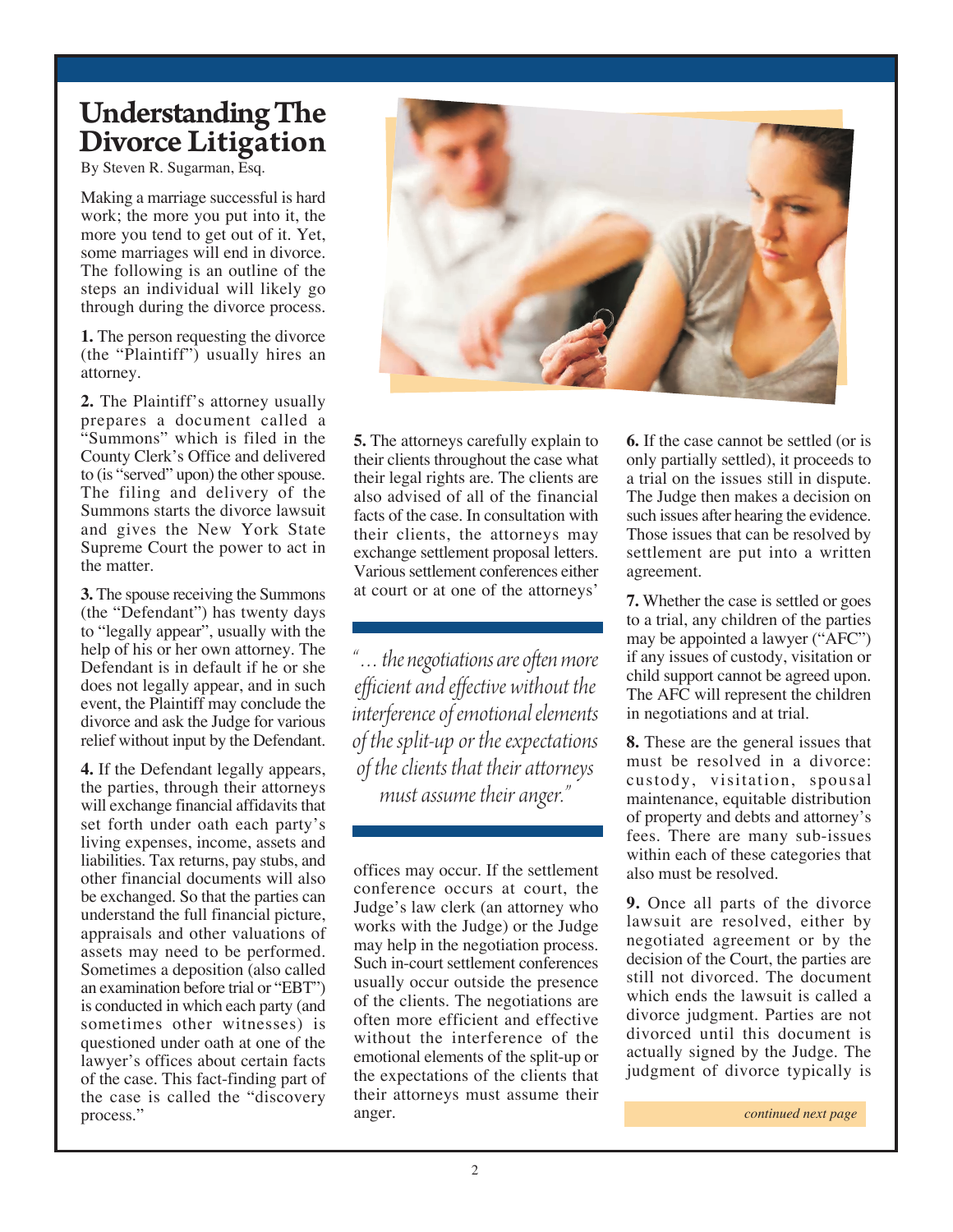# Understanding The Divorce Litigation

By Steven R. Sugarman, Esq.

Making a marriage successful is hard work; the more you put into it, the more you tend to get out of it. Yet, some marriages will end in divorce. The following is an outline of the steps an individual will likely go through during the divorce process.

**1.** The person requesting the divorce (the "Plaintiff") usually hires an attorney.

**2.** The Plaintiff's attorney usually prepares a document called a "Summons" which is filed in the County Clerk's Office and delivered to (is "served" upon) the other spouse. The filing and delivery of the Summons starts the divorce lawsuit and gives the New York State Supreme Court the power to act in the matter.

**3.** The spouse receiving the Summons (the "Defendant") has twenty days to "legally appear", usually with the help of his or her own attorney. The Defendant is in default if he or she does not legally appear, and in such event, the Plaintiff may conclude the divorce and ask the Judge for various relief without input by the Defendant.

**4.** If the Defendant legally appears, the parties, through their attorneys will exchange financial affidavits that set forth under oath each party's living expenses, income, assets and liabilities. Tax returns, pay stubs, and other financial documents will also be exchanged. So that the parties can understand the full financial picture, appraisals and other valuations of assets may need to be performed. Sometimes a deposition (also called an examination before trial or "EBT") is conducted in which each party (and sometimes other witnesses) is questioned under oath at one of the lawyer's offices about certain facts of the case. This fact-finding part of the case is called the "discovery process."

**5.** The attorneys carefully explain to their clients throughout the case what their legal rights are. The clients are also advised of all of the financial facts of the case. In consultation with their clients, the attorneys may exchange settlement proposal letters. Various settlement conferences either at court or at one of the attorneys' offices may occur. If the settlement conference occurs at court, the Judge's law clerk (an attorney who works with the Judge) or the Judge may help in the negotiation process. Such in-court settlement conferences usually occur outside the presence of the clients. The negotiations are often more efficient and effective without the interference of the emotional elements of the split-up or the expectations of the clients that their attorneys must assume their anger.

> *"... the negotiations are often more efficient and effective without the interference of emotional elements of the split-up or the expectations of the clients that their attorneys must assume their anger."*

**6.** If the case cannot be settled (or is only partially settled), it proceeds to a trial on the issues still in dispute. The Judge then makes a decision on such issues after hearing the evidence. Those issues that can be resolved by settlement are put into a written agreement.

**7.** Whether the case is settled or goes to a trial, any children of the parties may be appointed a lawyer ("AFC") if any issues of custody, visitation or child support cannot be agreed upon. The AFC will represent the children in negotiations and at trial.

**8.** These are the general issues that must be resolved in a divorce: custody, visitation, spousal maintenance, equitable distribution of property and debts and attorney's fees. There are many sub-issues within each of these categories that also must be resolved.

**9.** Once all parts of the divorce lawsuit are resolved, either by negotiated agreement or by the decision of the Court, the parties are still not divorced. The document which ends the lawsuit is called a divorce judgment. Parties are not divorced until this document is actually signed by the Judge. The judgment of divorce typically is

*continued next page*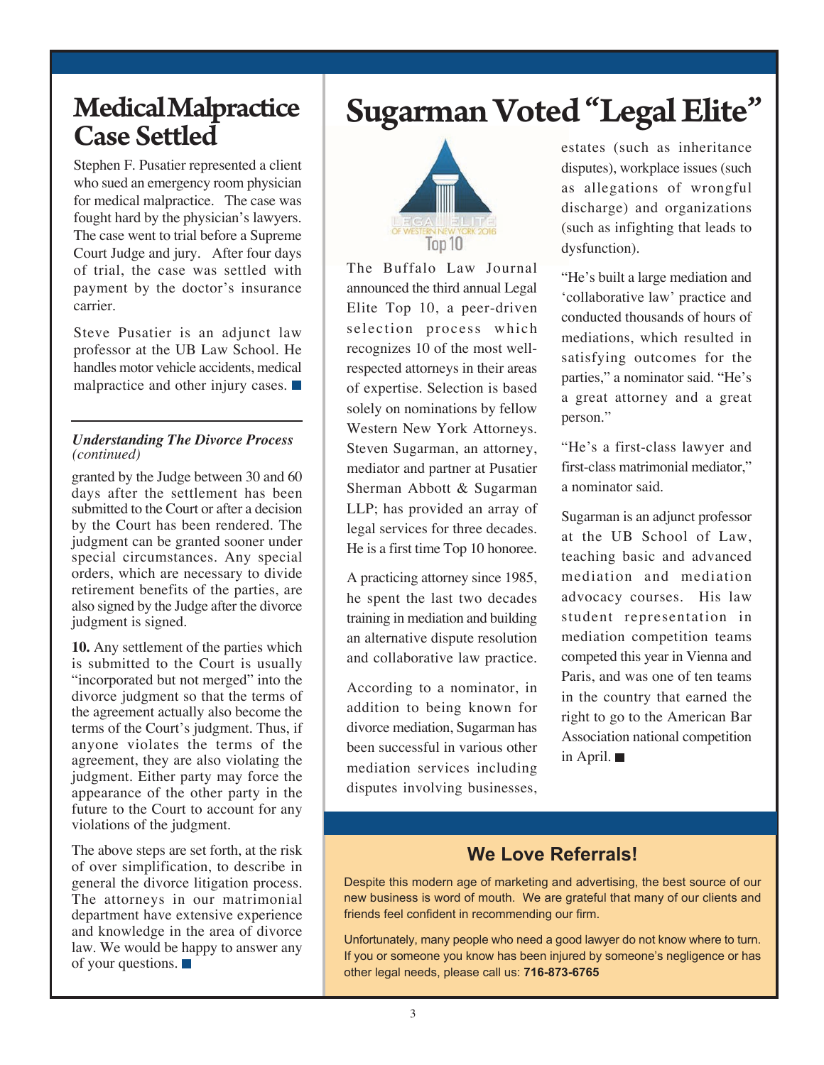# Medical Malpractice Case Settled

Stephen F. Pusatier represented a client who sued an emergency room physician for medical malpractice. The case was fought hard by the physician's lawyers. The case went to trial before a Supreme Court Judge and jury. After four days of trial, the case was settled with payment by the doctor's insurance carrier.

Steve Pusatier is an adjunct law professor at the UB Law School. He handles motor vehicle accidents, medical malpractice and other injury cases. ■

---

***Understanding The Divorce Process*** *(continued)*

granted by the Judge between 30 and 60 days after the settlement has been submitted to the Court or after a decision by the Court has been rendered. The judgment can be granted sooner under special circumstances. Any special orders, which are necessary to divide retirement benefits of the parties, are also signed by the Judge after the divorce judgment is signed.

**10.** Any settlement of the parties which is submitted to the Court is usually "incorporated but not merged" into the divorce judgment so that the terms of the agreement actually also become the terms of the Court's judgment. Thus, if anyone violates the terms of the agreement, they are also violating the judgment. Either party may force the appearance of the other party in the future to the Court to account for any violations of the judgment.

The above steps are set forth, at the risk of over simplification, to describe in general the divorce litigation process. The attorneys in our matrimonial department have extensive experience and knowledge in the area of divorce law. We would be happy to answer any of your questions. ■

# Sugarman Voted "Legal Elite"

LEGAL ELITE OF WESTERN NEW YORK 2016 Top 10

The Buffalo Law Journal announced the third annual Legal Elite Top 10, a peer-driven selection process which recognizes 10 of the most well-respected attorneys in their areas of expertise. Selection is based solely on nominations by fellow Western New York Attorneys. Steven Sugarman, an attorney, mediator and partner at Pusatier Sherman Abbott & Sugarman LLP; has provided an array of legal services for three decades. He is a first time Top 10 honoree.

A practicing attorney since 1985, he spent the last two decades training in mediation and building an alternative dispute resolution and collaborative law practice.

According to a nominator, in addition to being known for divorce mediation, Sugarman has been successful in various other mediation services including disputes involving businesses, estates (such as inheritance disputes), workplace issues (such as allegations of wrongful discharge) and organizations (such as infighting that leads to dysfunction).

"He's built a large mediation and 'collaborative law' practice and conducted thousands of hours of mediations, which resulted in satisfying outcomes for the parties," a nominator said. "He's a great attorney and a great person."

"He's a first-class lawyer and first-class matrimonial mediator," a nominator said.

Sugarman is an adjunct professor at the UB School of Law, teaching basic and advanced mediation and mediation advocacy courses. His law student representation in mediation competition teams competed this year in Vienna and Paris, and was one of ten teams in the country that earned the right to go to the American Bar Association national competition in April. ■

## We Love Referrals!

Despite this modern age of marketing and advertising, the best source of our new business is word of mouth. We are grateful that many of our clients and friends feel confident in recommending our firm.

Unfortunately, many people who need a good lawyer do not know where to turn. If you or someone you know has been injured by someone's negligence or has other legal needs, please call us: **716-873-6765**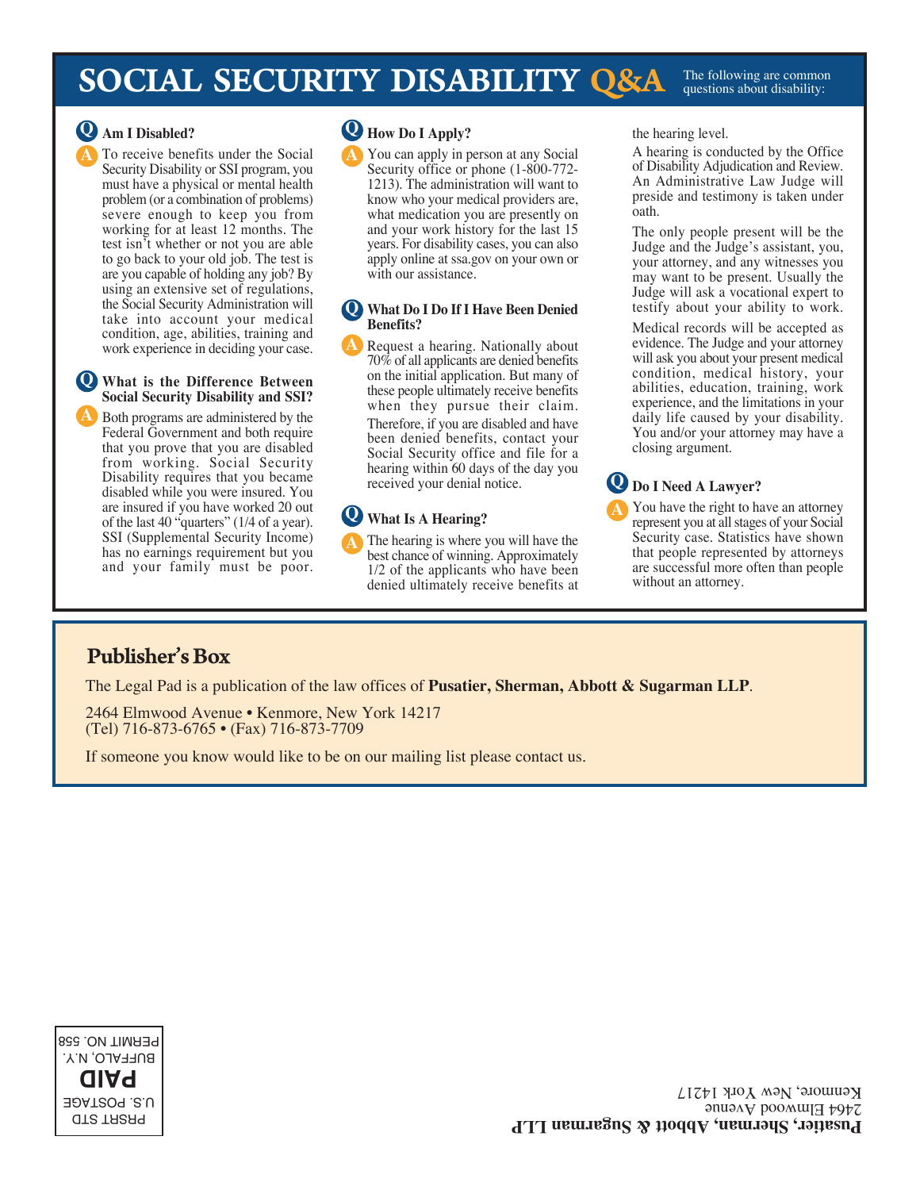# SOCIAL SECURITY DISABILITY Q&A

The following are common questions about disability:

### Am I Disabled?

To receive benefits under the Social Security Disability or SSI program, you must have a physical or mental health problem (or a combination of problems) severe enough to keep you from working for at least 12 months. The test isn't whether or not you are able to go back to your old job. The test is are you capable of holding any job? By using an extensive set of regulations, the Social Security Administration will take into account your medical condition, age, abilities, training and work experience in deciding your case.

### What is the Difference Between Social Security Disability and SSI?

Both programs are administered by the Federal Government and both require that you prove that you are disabled from working. Social Security Disability requires that you became disabled while you were insured. You are insured if you have worked 20 out of the last 40 "quarters" (1/4 of a year). SSI (Supplemental Security Income) has no earnings requirement but you and your family must be poor.

### How Do I Apply?

You can apply in person at any Social Security office or phone (1-800-772-1213). The administration will want to know who your medical providers are, what medication you are presently on and your work history for the last 15 years. For disability cases, you can also apply online at ssa.gov on your own or with our assistance.

### What Do I Do If I Have Been Denied Benefits?

Request a hearing. Nationally about 70% of all applicants are denied benefits on the initial application. But many of these people ultimately receive benefits when they pursue their claim. Therefore, if you are disabled and have been denied benefits, contact your Social Security office and file for a hearing within 60 days of the day you received your denial notice.

### What Is A Hearing?

The hearing is where you will have the best chance of winning. Approximately 1/2 of the applicants who have been denied ultimately receive benefits at the hearing level.

A hearing is conducted by the Office of Disability Adjudication and Review. An Administrative Law Judge will preside and testimony is taken under oath.

The only people present will be the Judge and the Judge's assistant, you, your attorney, and any witnesses you may want to be present. Usually the Judge will ask a vocational expert to testify about your ability to work.

Medical records will be accepted as evidence. The Judge and your attorney will ask you about your present medical condition, medical history, your abilities, education, training, work experience, and the limitations in your daily life caused by your disability. You and/or your attorney may have a closing argument.

### Do I Need A Lawyer?

You have the right to have an attorney represent you at all stages of your Social Security case. Statistics have shown that people represented by attorneys are successful more often than people without an attorney.

## Publisher's Box

The Legal Pad is a publication of the law offices of **Pusatier, Sherman, Abbott & Sugarman LLP**.

2464 Elmwood Avenue • Kenmore, New York 14217
(Tel) 716-873-6765 • (Fax) 716-873-7709

If someone you know would like to be on our mailing list please contact us.

**Pusatier, Sherman, Abbott & Sugarman LLP**
2464 Elmwood Avenue
Kenmore, New York 14217

PRSRT STD
U.S. POSTAGE
**PAID**
BUFFALO, N.Y.
PERMIT NO. 558